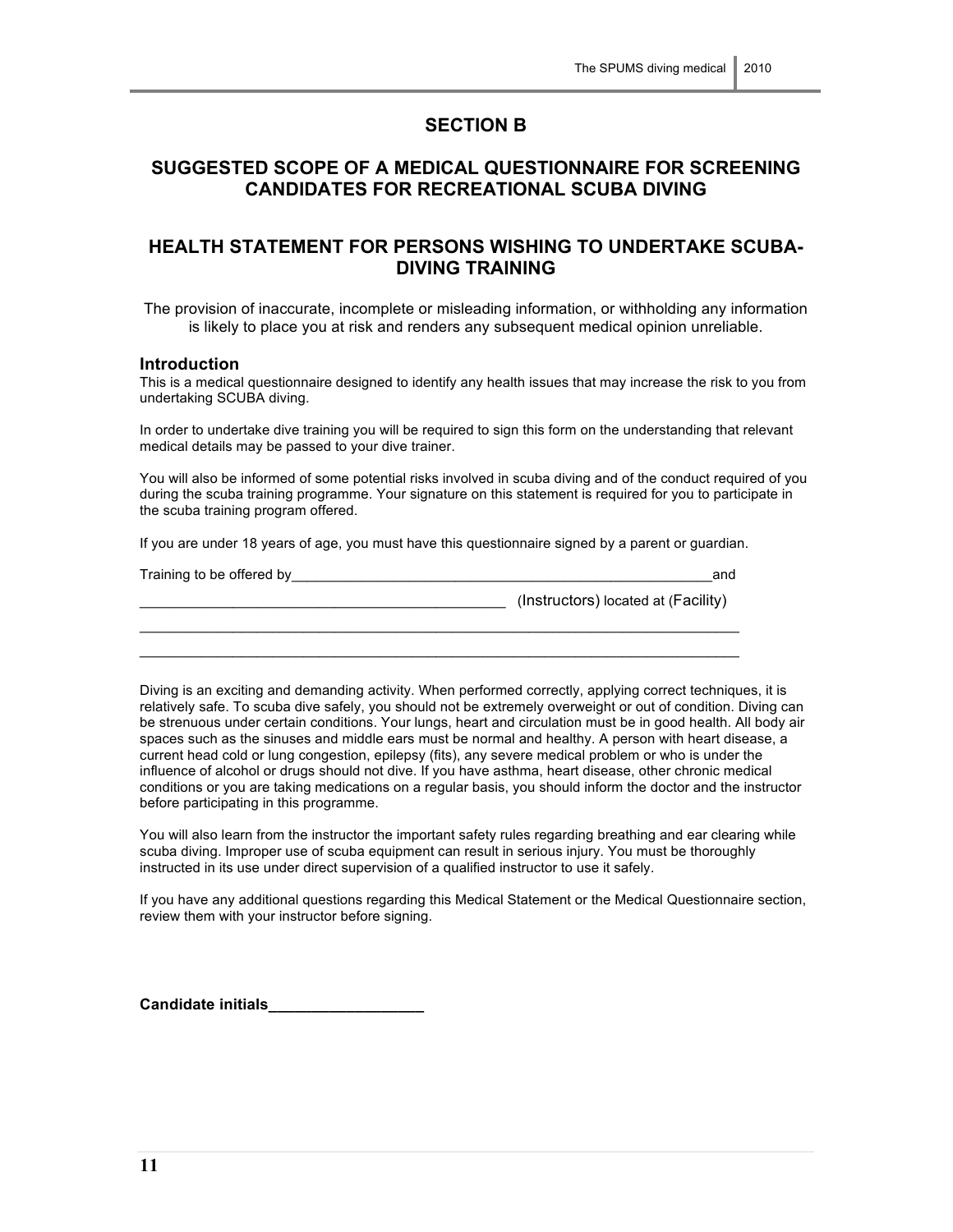# SECTION B

## SUGGESTED SCOPE OF A MEDICAL QUESTIONNAIRE FOR SCREENING CANDIDATES FOR RECREATIONAL SCUBA DIVING

## HEALTH STATEMENT FOR PERSONS WISHING TO UNDERTAKE SCUBA-DIVING TRAINING

The provision of inaccurate, incomplete or misleading information, or withholding any information is likely to place you at risk and renders any subsequent medical opinion unreliable.

### Introduction

This is a medical questionnaire designed to identify any health issues that may increase the risk to you from undertaking SCUBA diving.

In order to undertake dive training you will be required to sign this form on the understanding that relevant medical details may be passed to your dive trainer.

You will also be informed of some potential risks involved in scuba diving and of the conduct required of you during the scuba training programme. Your signature on this statement is required for you to participate in the scuba training program offered.

If you are under 18 years of age, you must have this questionnaire signed by a parent or guardian.

Training to be offered by_______________________________________________________and

_______________________________________________ (Instructors) located at (Facility)

______________________________________________________________________________

______________________________________________________________________________

Diving is an exciting and demanding activity. When performed correctly, applying correct techniques, it is relatively safe. To scuba dive safely, you should not be extremely overweight or out of condition. Diving can be strenuous under certain conditions. Your lungs, heart and circulation must be in good health. All body air spaces such as the sinuses and middle ears must be normal and healthy. A person with heart disease, a current head cold or lung congestion, epilepsy (fits), any severe medical problem or who is under the influence of alcohol or drugs should not dive. If you have asthma, heart disease, other chronic medical conditions or you are taking medications on a regular basis, you should inform the doctor and the instructor before participating in this programme.

You will also learn from the instructor the important safety rules regarding breathing and ear clearing while scuba diving. Improper use of scuba equipment can result in serious injury. You must be thoroughly instructed in its use under direct supervision of a qualified instructor to use it safely.

If you have any additional questions regarding this Medical Statement or the Medical Questionnaire section, review them with your instructor before signing.

**Candidate initials__________________**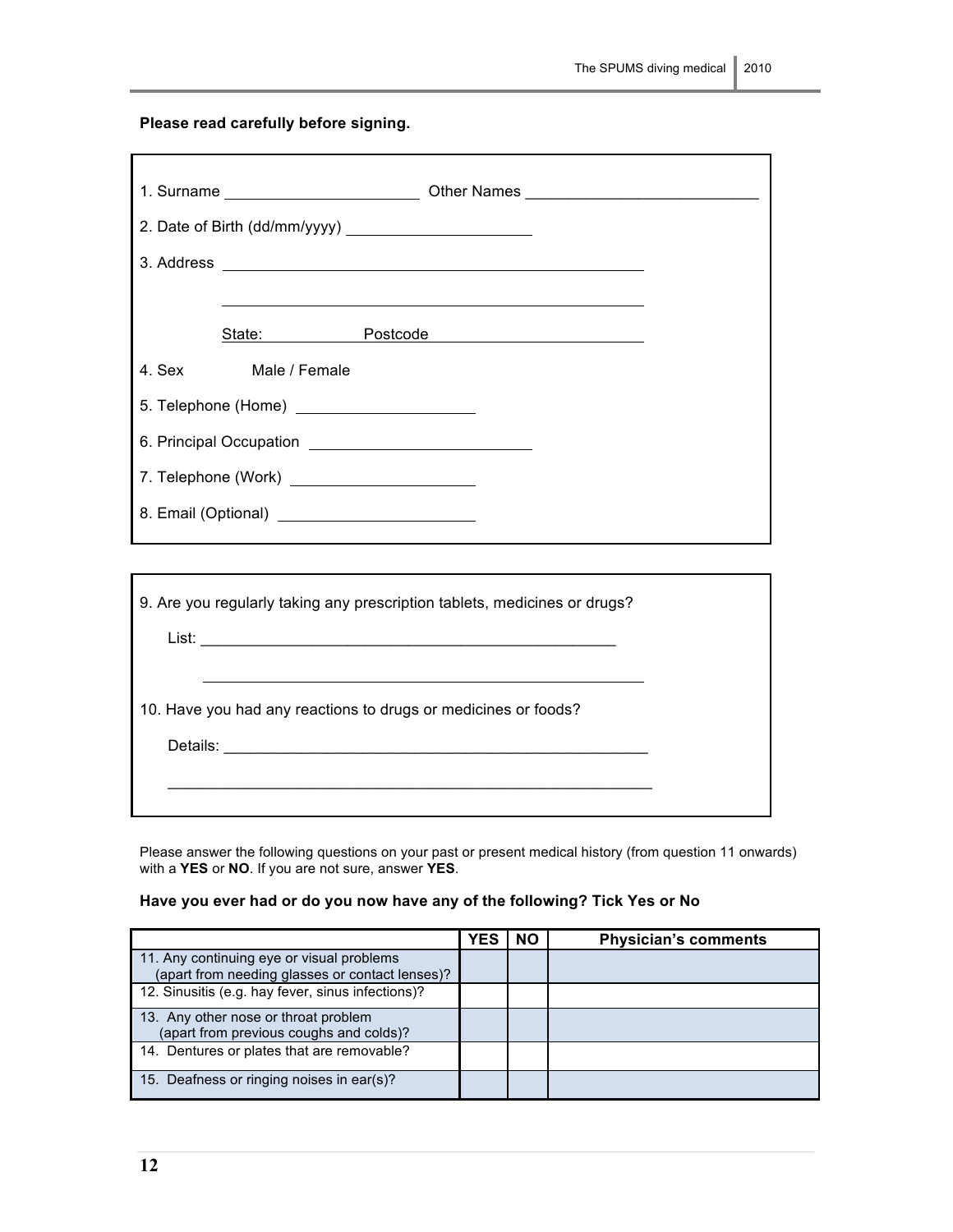**Please read carefully before signing.**

1. Surname ______________________ Other Names ___________________________
2. Date of Birth (dd/mm/yyyy) ____________________
3. Address ______________________________________________

   ______________________________________________

   State: __________ Postcode ______________________
4. Sex Male / Female
5. Telephone (Home) ____________________
6. Principal Occupation ________________________
7. Telephone (Work) ____________________
8. Email (Optional) ____________________

9. Are you regularly taking any prescription tablets, medicines or drugs?

   List: ______________________________________________

   ______________________________________________

10. Have you had any reactions to drugs or medicines or foods?

    Details: ______________________________________________

    ______________________________________________

Please answer the following questions on your past or present medical history (from question 11 onwards) with a **YES** or **NO**. If you are not sure, answer **YES**.

**Have you ever had or do you now have any of the following? Tick Yes or No**

| | YES | NO | Physician's comments |
|---|---|---|---|
| 11. Any continuing eye or visual problems (apart from needing glasses or contact lenses)? | | | |
| 12. Sinusitis (e.g. hay fever, sinus infections)? | | | |
| 13. Any other nose or throat problem (apart from previous coughs and colds)? | | | |
| 14. Dentures or plates that are removable? | | | |
| 15. Deafness or ringing noises in ear(s)? | | | |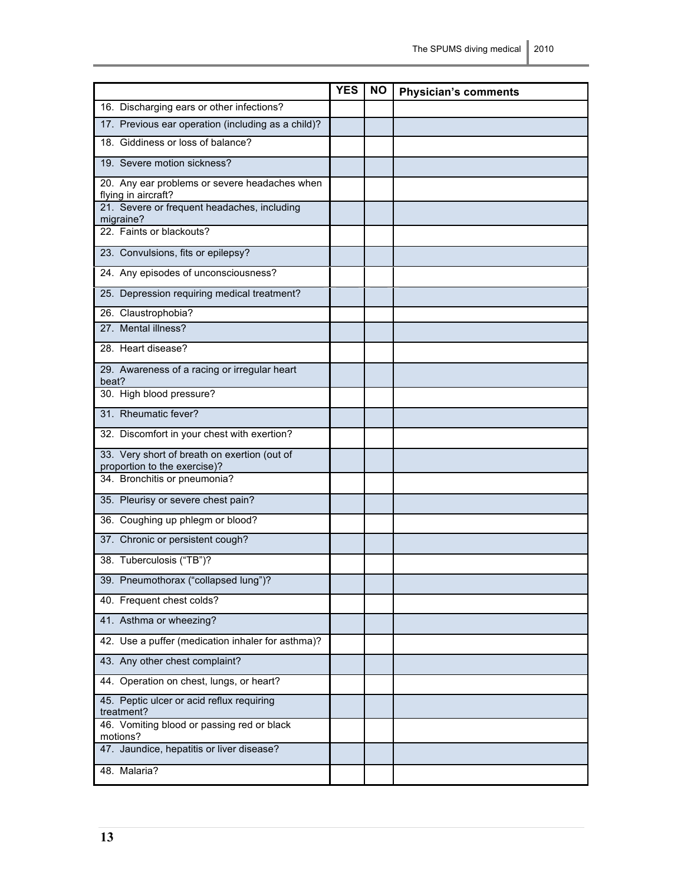| | YES | NO | Physician's comments |
|---|---|---|---|
| 16. Discharging ears or other infections? | | | |
| 17. Previous ear operation (including as a child)? | | | |
| 18. Giddiness or loss of balance? | | | |
| 19. Severe motion sickness? | | | |
| 20. Any ear problems or severe headaches when flying in aircraft? | | | |
| 21. Severe or frequent headaches, including migraine? | | | |
| 22. Faints or blackouts? | | | |
| 23. Convulsions, fits or epilepsy? | | | |
| 24. Any episodes of unconsciousness? | | | |
| 25. Depression requiring medical treatment? | | | |
| 26. Claustrophobia? | | | |
| 27. Mental illness? | | | |
| 28. Heart disease? | | | |
| 29. Awareness of a racing or irregular heart beat? | | | |
| 30. High blood pressure? | | | |
| 31. Rheumatic fever? | | | |
| 32. Discomfort in your chest with exertion? | | | |
| 33. Very short of breath on exertion (out of proportion to the exercise)? | | | |
| 34. Bronchitis or pneumonia? | | | |
| 35. Pleurisy or severe chest pain? | | | |
| 36. Coughing up phlegm or blood? | | | |
| 37. Chronic or persistent cough? | | | |
| 38. Tuberculosis ("TB")? | | | |
| 39. Pneumothorax ("collapsed lung")? | | | |
| 40. Frequent chest colds? | | | |
| 41. Asthma or wheezing? | | | |
| 42. Use a puffer (medication inhaler for asthma)? | | | |
| 43. Any other chest complaint? | | | |
| 44. Operation on chest, lungs, or heart? | | | |
| 45. Peptic ulcer or acid reflux requiring treatment? | | | |
| 46. Vomiting blood or passing red or black motions? | | | |
| 47. Jaundice, hepatitis or liver disease? | | | |
| 48. Malaria? | | | |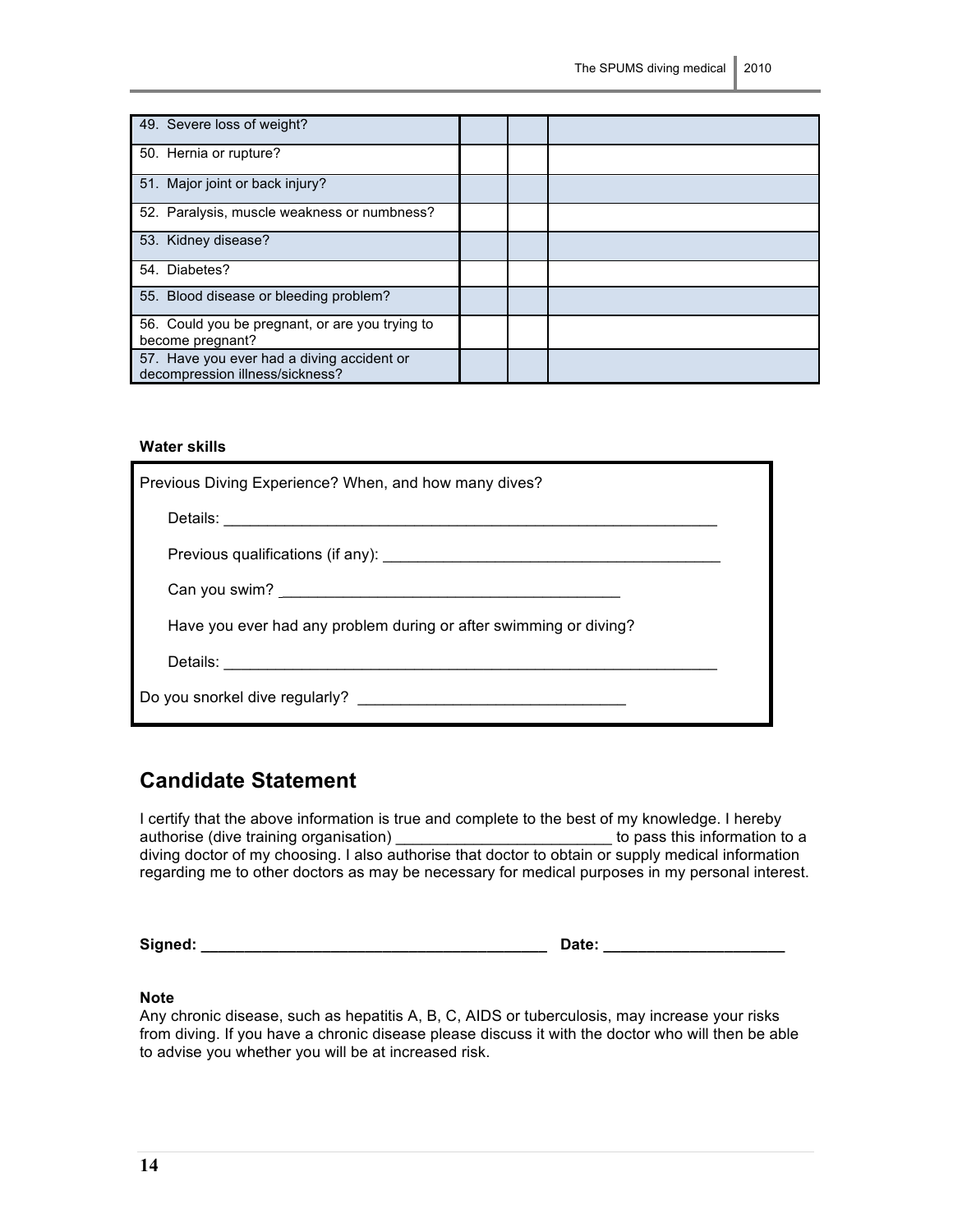| | | | |
|---|---|---|---|
| 49. Severe loss of weight? | | | |
| 50. Hernia or rupture? | | | |
| 51. Major joint or back injury? | | | |
| 52. Paralysis, muscle weakness or numbness? | | | |
| 53. Kidney disease? | | | |
| 54. Diabetes? | | | |
| 55. Blood disease or bleeding problem? | | | |
| 56. Could you be pregnant, or are you trying to become pregnant? | | | |
| 57. Have you ever had a diving accident or decompression illness/sickness? | | | |

**Water skills**

Previous Diving Experience? When, and how many dives?

Details: ____________________________________________________________

Previous qualifications (if any): ________________________________________

Can you swim? ________________________________________

Have you ever had any problem during or after swimming or diving?

Details: ____________________________________________________________

Do you snorkel dive regularly? _______________________________

## Candidate Statement

I certify that the above information is true and complete to the best of my knowledge. I hereby authorise (dive training organisation) _________________________ to pass this information to a diving doctor of my choosing. I also authorise that doctor to obtain or supply medical information regarding me to other doctors as may be necessary for medical purposes in my personal interest.

**Signed: _________________________________________ Date: _____________________**

**Note**

Any chronic disease, such as hepatitis A, B, C, AIDS or tuberculosis, may increase your risks from diving. If you have a chronic disease please discuss it with the doctor who will then be able to advise you whether you will be at increased risk.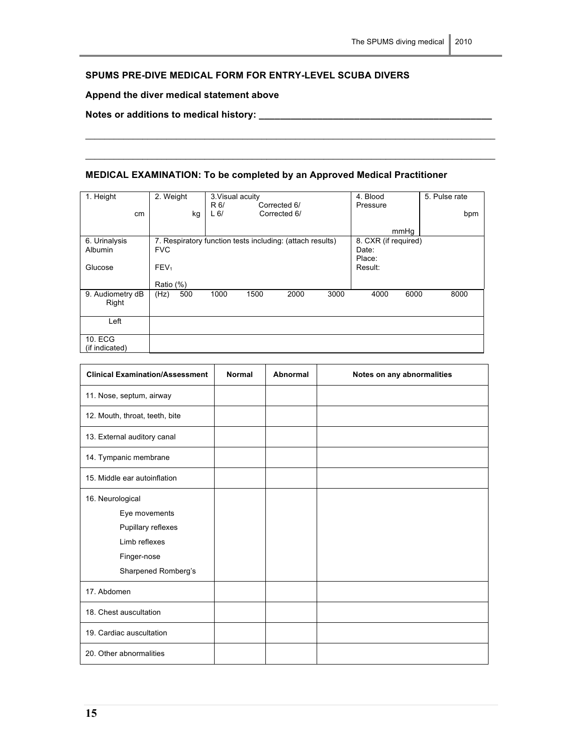**SPUMS PRE-DIVE MEDICAL FORM FOR ENTRY-LEVEL SCUBA DIVERS**

**Append the diver medical statement above**

**Notes or additions to medical history: ____________________________________________**

______________________________________________________________________________

______________________________________________________________________________

**MEDICAL EXAMINATION: To be completed by an Approved Medical Practitioner**

| 1. Height<br>cm | 2. Weight<br>kg | 3. Visual acuity<br>R 6/ Corrected 6/<br>L 6/ Corrected 6/ | | | | | 4. Blood Pressure<br>mmHg | | 5. Pulse rate<br>bpm |
|---|---|---|---|---|---|---|---|---|---|
| 6. Urinalysis<br>Albumin<br>Glucose | 7. Respiratory function tests including: (attach results)<br>FVC<br>$FEV_1$<br>Ratio (%) | | | | | | 8. CXR (if required)<br>Date:<br>Place:<br>Result: | | |
| 9. Audiometry dB<br>Right | (Hz) 500 | 1000 | 1500 | 2000 | 3000 | | 4000 | 6000 | 8000 |
| Left | | | | | | | | | |
| 10. ECG<br>(if indicated) | | | | | | | | | |

| Clinical Examination/Assessment | Normal | Abnormal | Notes on any abnormalities |
|---|---|---|---|
| 11. Nose, septum, airway | | | |
| 12. Mouth, throat, teeth, bite | | | |
| 13. External auditory canal | | | |
| 14. Tympanic membrane | | | |
| 15. Middle ear autoinflation | | | |
| 16. Neurological<br>Eye movements<br>Pupillary reflexes<br>Limb reflexes<br>Finger-nose<br>Sharpened Romberg's | | | |
| 17. Abdomen | | | |
| 18. Chest auscultation | | | |
| 19. Cardiac auscultation | | | |
| 20. Other abnormalities | | | |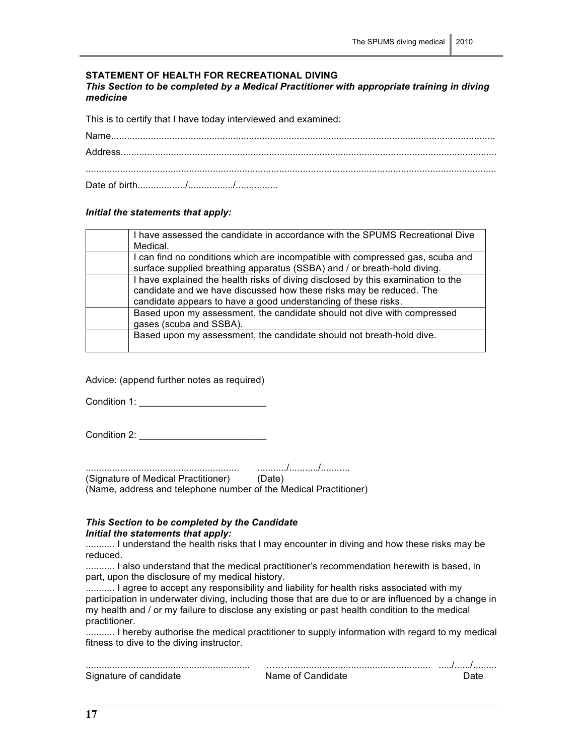**STATEMENT OF HEALTH FOR RECREATIONAL DIVING**

***This Section to be completed by a Medical Practitioner with appropriate training in diving medicine***

This is to certify that I have today interviewed and examined:

Name...............................................................................................................................................

Address...........................................................................................................................................

.......................................................................................................................................................

Date of birth................../................./................

***Initial the statements that apply:***

| | |
|---|---|
| | I have assessed the candidate in accordance with the SPUMS Recreational Dive Medical. |
| | I can find no conditions which are incompatible with compressed gas, scuba and surface supplied breathing apparatus (SSBA) and / or breath-hold diving. |
| | I have explained the health risks of diving disclosed by this examination to the candidate and we have discussed how these risks may be reduced. The candidate appears to have a good understanding of these risks. |
| | Based upon my assessment, the candidate should not dive with compressed gases (scuba and SSBA). |
| | Based upon my assessment, the candidate should not breath-hold dive. |

Advice: (append further notes as required)

Condition 1: ________________________

Condition 2: ________________________

.......................................................... .........../.........../...........
(Signature of Medical Practitioner) (Date)
(Name, address and telephone number of the Medical Practitioner)

***This Section to be completed by the Candidate***
***Initial the statements that apply:***

........... I understand the health risks that I may encounter in diving and how these risks may be reduced.

........... I also understand that the medical practitioner's recommendation herewith is based, in part, upon the disclosure of my medical history.

........... I agree to accept any responsibility and liability for health risks associated with my participation in underwater diving, including those that are due to or are influenced by a change in my health and / or my failure to disclose any existing or past health condition to the medical practitioner.

........... I hereby authorise the medical practitioner to supply information with regard to my medical fitness to dive to the diving instructor.

............................................................. ……….................................................... ...../....../.........
Signature of candidate Name of Candidate Date